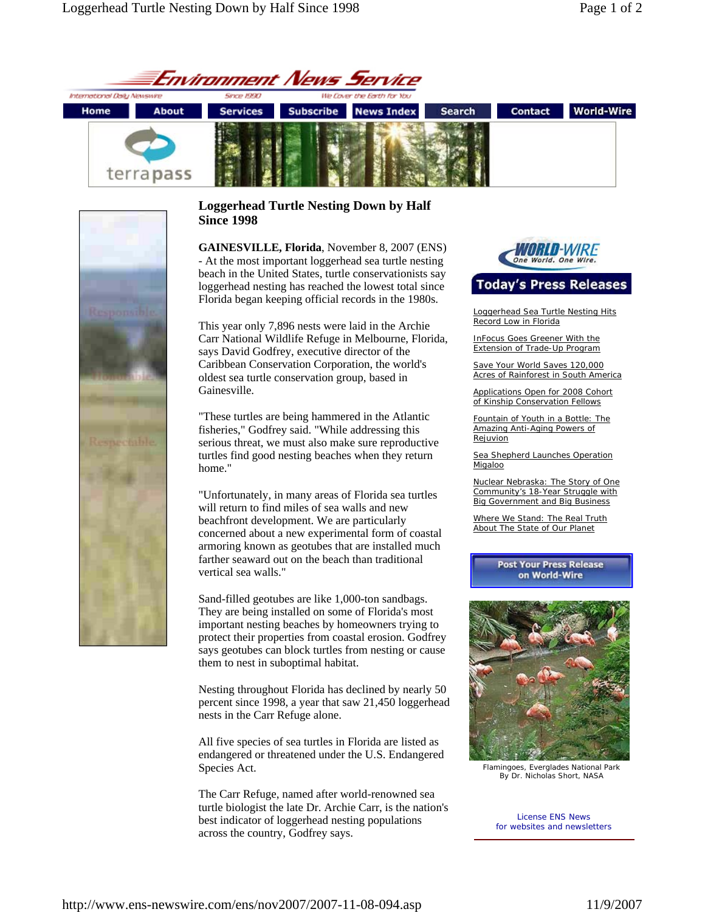Environment News Service

International Daily Newswire · Since 1990 · We Cover the Earth for You

Home | About | Services | Subscribe | News Index | Search | Contact | World-Wire

# Loggerhead Turtle Nesting Down by Half Since 1998

**GAINESVILLE, Florida**, November 8, 2007 (ENS) - At the most important loggerhead sea turtle nesting beach in the United States, turtle conservationists say loggerhead nesting has reached the lowest total since Florida began keeping official records in the 1980s.

This year only 7,896 nests were laid in the Archie Carr National Wildlife Refuge in Melbourne, Florida, says David Godfrey, executive director of the Caribbean Conservation Corporation, the world's oldest sea turtle conservation group, based in Gainesville.

"These turtles are being hammered in the Atlantic fisheries," Godfrey said. "While addressing this serious threat, we must also make sure reproductive turtles find good nesting beaches when they return home."

"Unfortunately, in many areas of Florida sea turtles will return to find miles of sea walls and new beachfront development. We are particularly concerned about a new experimental form of coastal armoring known as geotubes that are installed much farther seaward out on the beach than traditional vertical sea walls."

Sand-filled geotubes are like 1,000-ton sandbags. They are being installed on some of Florida's most important nesting beaches by homeowners trying to protect their properties from coastal erosion. Godfrey says geotubes can block turtles from nesting or cause them to nest in suboptimal habitat.

Nesting throughout Florida has declined by nearly 50 percent since 1998, a year that saw 21,450 loggerhead nests in the Carr Refuge alone.

All five species of sea turtles in Florida are listed as endangered or threatened under the U.S. Endangered Species Act.

The Carr Refuge, named after world-renowned sea turtle biologist the late Dr. Archie Carr, is the nation's best indicator of loggerhead nesting populations across the country, Godfrey says.

---

WORLD-WIRE – One World. One Wire.

## Today's Press Releases

- Loggerhead Sea Turtle Nesting Hits Record Low in Florida
- InFocus Goes Greener With the Extension of Trade-Up Program
- Save Your World Saves 120,000 Acres of Rainforest in South America
- Applications Open for 2008 Cohort of Kinship Conservation Fellows
- Fountain of Youth in a Bottle: The Amazing Anti-Aging Powers of Rejuvion
- Sea Shepherd Launches Operation Migaloo
- Nuclear Nebraska: The Story of One Community's 18-Year Struggle with Big Government and Big Business
- Where We Stand: The Real Truth About The State of Our Planet

Post Your Press Release on World-Wire

Flamingoes, Everglades National Park
By Dr. Nicholas Short, NASA

License ENS News for websites and newsletters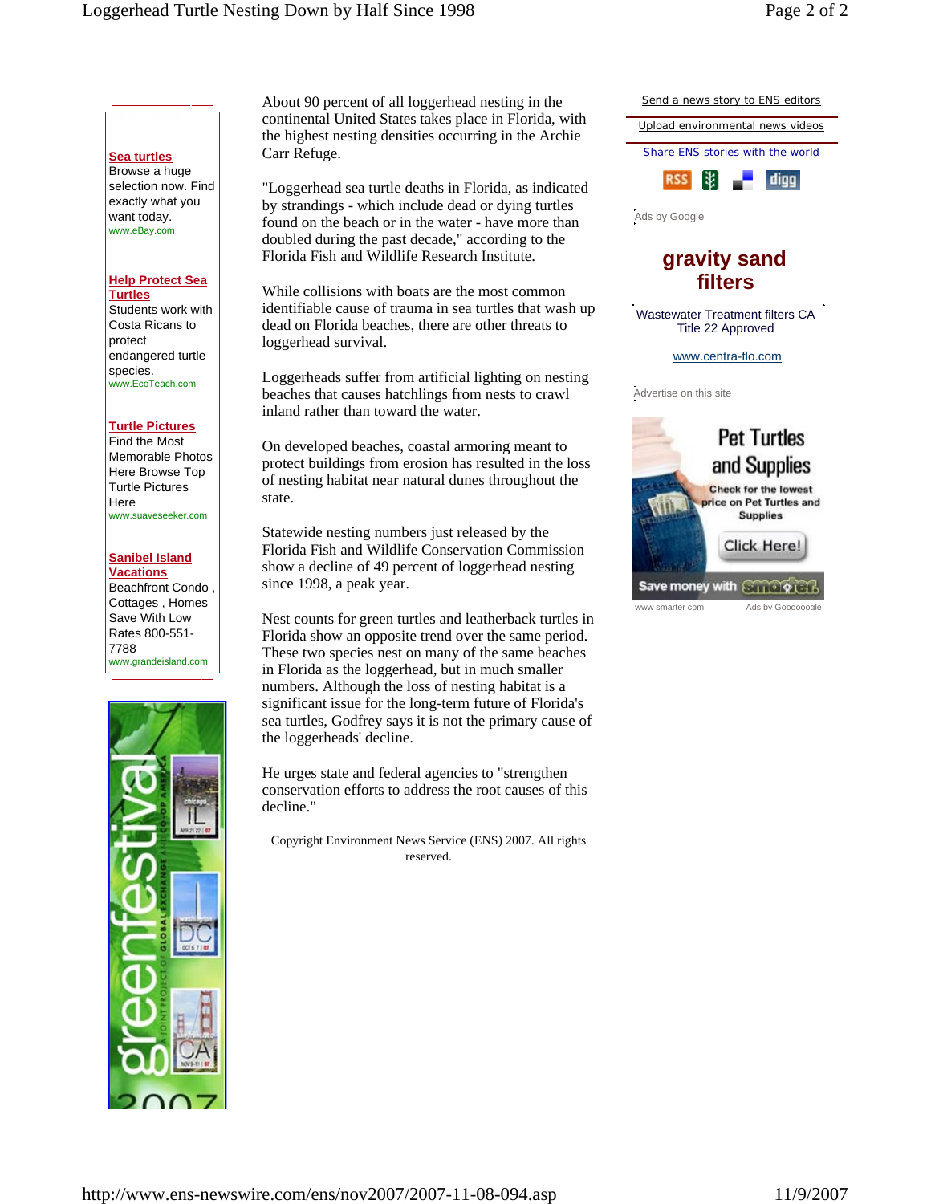About 90 percent of all loggerhead nesting in the continental United States takes place in Florida, with the highest nesting densities occurring in the Archie Carr Refuge.

"Loggerhead sea turtle deaths in Florida, as indicated by strandings - which include dead or dying turtles found on the beach or in the water - have more than doubled during the past decade," according to the Florida Fish and Wildlife Research Institute.

While collisions with boats are the most common identifiable cause of trauma in sea turtles that wash up dead on Florida beaches, there are other threats to loggerhead survival.

Loggerheads suffer from artificial lighting on nesting beaches that causes hatchlings from nests to crawl inland rather than toward the water.

On developed beaches, coastal armoring meant to protect buildings from erosion has resulted in the loss of nesting habitat near natural dunes throughout the state.

Statewide nesting numbers just released by the Florida Fish and Wildlife Conservation Commission show a decline of 49 percent of loggerhead nesting since 1998, a peak year.

Nest counts for green turtles and leatherback turtles in Florida show an opposite trend over the same period. These two species nest on many of the same beaches in Florida as the loggerhead, but in much smaller numbers. Although the loss of nesting habitat is a significant issue for the long-term future of Florida's sea turtles, Godfrey says it is not the primary cause of the loggerheads' decline.

He urges state and federal agencies to "strengthen conservation efforts to address the root causes of this decline."

Copyright Environment News Service (ENS) 2007. All rights reserved.